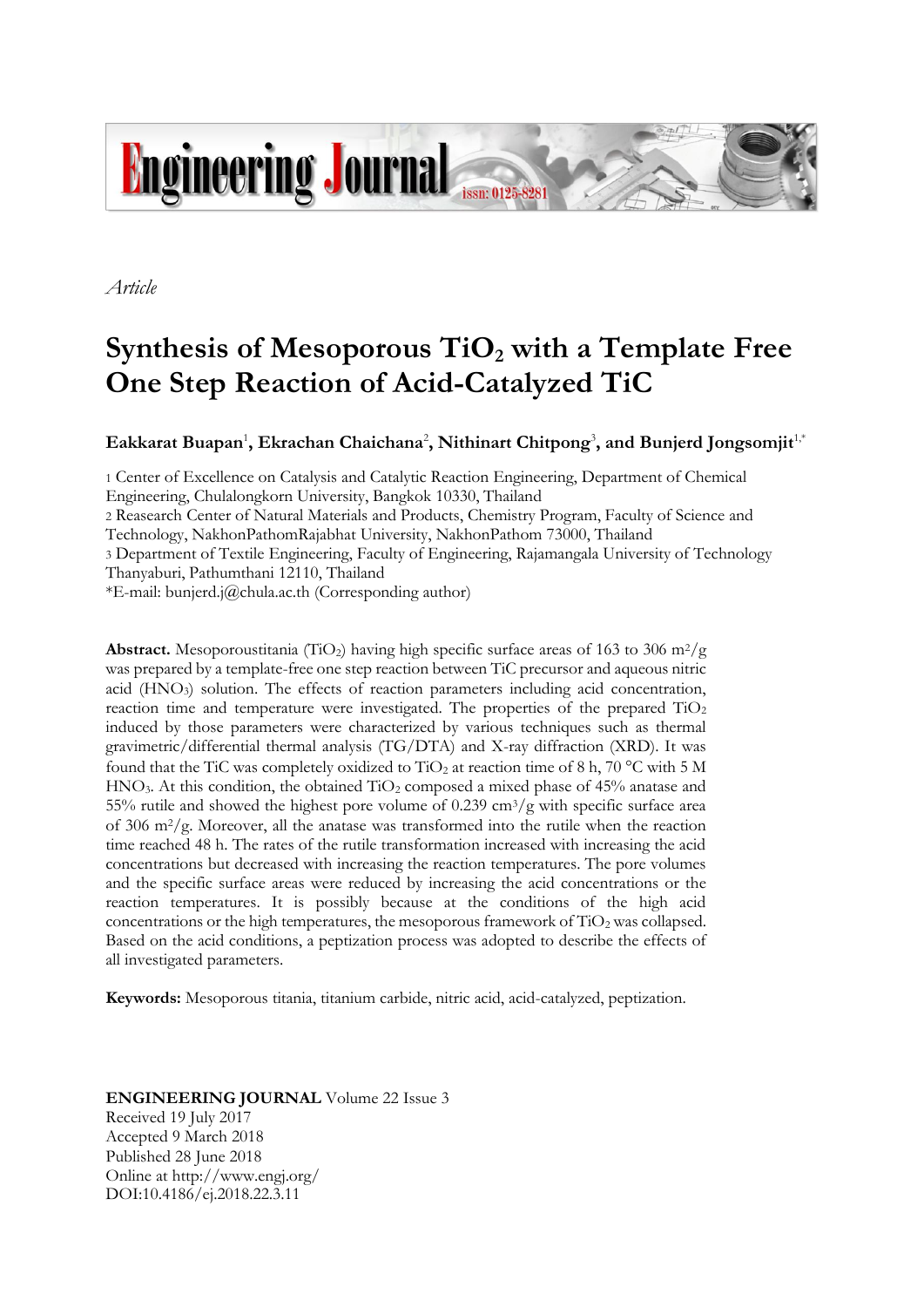*Article*

# Synthesis of Mesoporous $TiO_2$ with a Template Free One Step Reaction of Acid-Catalyzed TiC

**Eakkarat Buapan[1], Ekrachan Chaichana[2], Nithinart Chitpong[3], and Bunjerd Jongsomjit[1,*]**

1 Center of Excellence on Catalysis and Catalytic Reaction Engineering, Department of Chemical Engineering, Chulalongkorn University, Bangkok 10330, Thailand

2 Reasearch Center of Natural Materials and Products, Chemistry Program, Faculty of Science and Technology, NakhonPathomRajabhat University, NakhonPathom 73000, Thailand

3 Department of Textile Engineering, Faculty of Engineering, Rajamangala University of Technology Thanyaburi, Pathumthani 12110, Thailand

*E-mail: bunjerd.j@chula.ac.th (Corresponding author)

**Abstract.** Mesoporoustitania ($TiO_2$) having high specific surface areas of 163 to 306 $m^2/g$ was prepared by a template-free one step reaction between TiC precursor and aqueous nitric acid ($HNO_3$) solution. The effects of reaction parameters including acid concentration, reaction time and temperature were investigated. The properties of the prepared $TiO_2$ induced by those parameters were characterized by various techniques such as thermal gravimetric/differential thermal analysis (TG/DTA) and X-ray diffraction (XRD). It was found that the TiC was completely oxidized to $TiO_2$ at reaction time of 8 h, 70 °C with 5 M $HNO_3$. At this condition, the obtained $TiO_2$ composed a mixed phase of 45% anatase and 55% rutile and showed the highest pore volume of 0.239 $cm^3/g$ with specific surface area of 306 $m^2/g$. Moreover, all the anatase was transformed into the rutile when the reaction time reached 48 h. The rates of the rutile transformation increased with increasing the acid concentrations but decreased with increasing the reaction temperatures. The pore volumes and the specific surface areas were reduced by increasing the acid concentrations or the reaction temperatures. It is possibly because at the conditions of the high acid concentrations or the high temperatures, the mesoporous framework of $TiO_2$ was collapsed. Based on the acid conditions, a peptization process was adopted to describe the effects of all investigated parameters.

**Keywords:** Mesoporous titania, titanium carbide, nitric acid, acid-catalyzed, peptization.

**ENGINEERING JOURNAL** Volume 22 Issue 3
Received 19 July 2017
Accepted 9 March 2018
Published 28 June 2018
Online at http://www.engj.org/
DOI:10.4186/ej.2018.22.3.11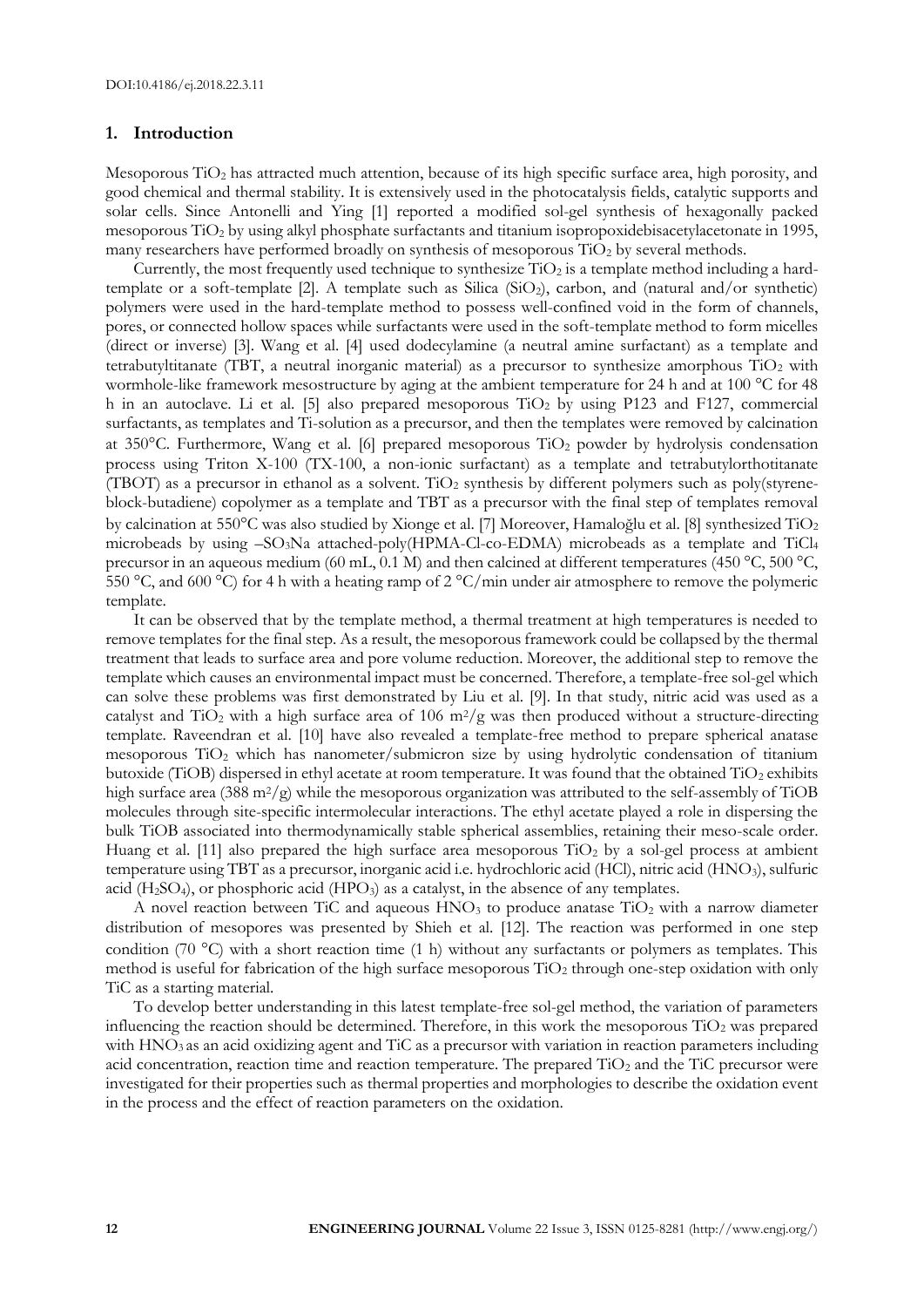## 1. Introduction

Mesoporous $TiO_2$ has attracted much attention, because of its high specific surface area, high porosity, and good chemical and thermal stability. It is extensively used in the photocatalysis fields, catalytic supports and solar cells. Since Antonelli and Ying [1] reported a modified sol-gel synthesis of hexagonally packed mesoporous $TiO_2$ by using alkyl phosphate surfactants and titanium isopropoxidebisacetylacetonate in 1995, many researchers have performed broadly on synthesis of mesoporous $TiO_2$ by several methods.

Currently, the most frequently used technique to synthesize $TiO_2$ is a template method including a hard-template or a soft-template [2]. A template such as Silica ($SiO_2$), carbon, and (natural and/or synthetic) polymers were used in the hard-template method to possess well-confined void in the form of channels, pores, or connected hollow spaces while surfactants were used in the soft-template method to form micelles (direct or inverse) [3]. Wang et al. [4] used dodecylamine (a neutral amine surfactant) as a template and tetrabutyltitanate (TBT, a neutral inorganic material) as a precursor to synthesize amorphous $TiO_2$ with wormhole-like framework mesostructure by aging at the ambient temperature for 24 h and at 100 °C for 48 h in an autoclave. Li et al. [5] also prepared mesoporous $TiO_2$ by using P123 and F127, commercial surfactants, as templates and Ti-solution as a precursor, and then the templates were removed by calcination at 350°C. Furthermore, Wang et al. [6] prepared mesoporous $TiO_2$ powder by hydrolysis condensation process using Triton X-100 (TX-100, a non-ionic surfactant) as a template and tetrabutylorthotitanate (TBOT) as a precursor in ethanol as a solvent. $TiO_2$ synthesis by different polymers such as poly(styrene-block-butadiene) copolymer as a template and TBT as a precursor with the final step of templates removal by calcination at 550°C was also studied by Xionge et al. [7] Moreover, Hamaloğlu et al. [8] synthesized $TiO_2$ microbeads by using $-SO_3Na$ attached-poly(HPMA-Cl-co-EDMA) microbeads as a template and $TiCl_4$ precursor in an aqueous medium (60 mL, 0.1 M) and then calcined at different temperatures (450 °C, 500 °C, 550 °C, and 600 °C) for 4 h with a heating ramp of 2 °C/min under air atmosphere to remove the polymeric template.

It can be observed that by the template method, a thermal treatment at high temperatures is needed to remove templates for the final step. As a result, the mesoporous framework could be collapsed by the thermal treatment that leads to surface area and pore volume reduction. Moreover, the additional step to remove the template which causes an environmental impact must be concerned. Therefore, a template-free sol-gel which can solve these problems was first demonstrated by Liu et al. [9]. In that study, nitric acid was used as a catalyst and $TiO_2$ with a high surface area of 106 $m^2/g$ was then produced without a structure-directing template. Raveendran et al. [10] have also revealed a template-free method to prepare spherical anatase mesoporous $TiO_2$ which has nanometer/submicron size by using hydrolytic condensation of titanium butoxide (TiOB) dispersed in ethyl acetate at room temperature. It was found that the obtained $TiO_2$ exhibits high surface area (388 $m^2/g$) while the mesoporous organization was attributed to the self-assembly of TiOB molecules through site-specific intermolecular interactions. The ethyl acetate played a role in dispersing the bulk TiOB associated into thermodynamically stable spherical assemblies, retaining their meso-scale order. Huang et al. [11] also prepared the high surface area mesoporous $TiO_2$ by a sol-gel process at ambient temperature using TBT as a precursor, inorganic acid i.e. hydrochloric acid (HCl), nitric acid ($HNO_3$), sulfuric acid ($H_2SO_4$), or phosphoric acid ($HPO_3$) as a catalyst, in the absence of any templates.

A novel reaction between TiC and aqueous $HNO_3$ to produce anatase $TiO_2$ with a narrow diameter distribution of mesopores was presented by Shieh et al. [12]. The reaction was performed in one step condition (70 °C) with a short reaction time (1 h) without any surfactants or polymers as templates. This method is useful for fabrication of the high surface mesoporous $TiO_2$ through one-step oxidation with only TiC as a starting material.

To develop better understanding in this latest template-free sol-gel method, the variation of parameters influencing the reaction should be determined. Therefore, in this work the mesoporous $TiO_2$ was prepared with $HNO_3$ as an acid oxidizing agent and TiC as a precursor with variation in reaction parameters including acid concentration, reaction time and reaction temperature. The prepared $TiO_2$ and the TiC precursor were investigated for their properties such as thermal properties and morphologies to describe the oxidation event in the process and the effect of reaction parameters on the oxidation.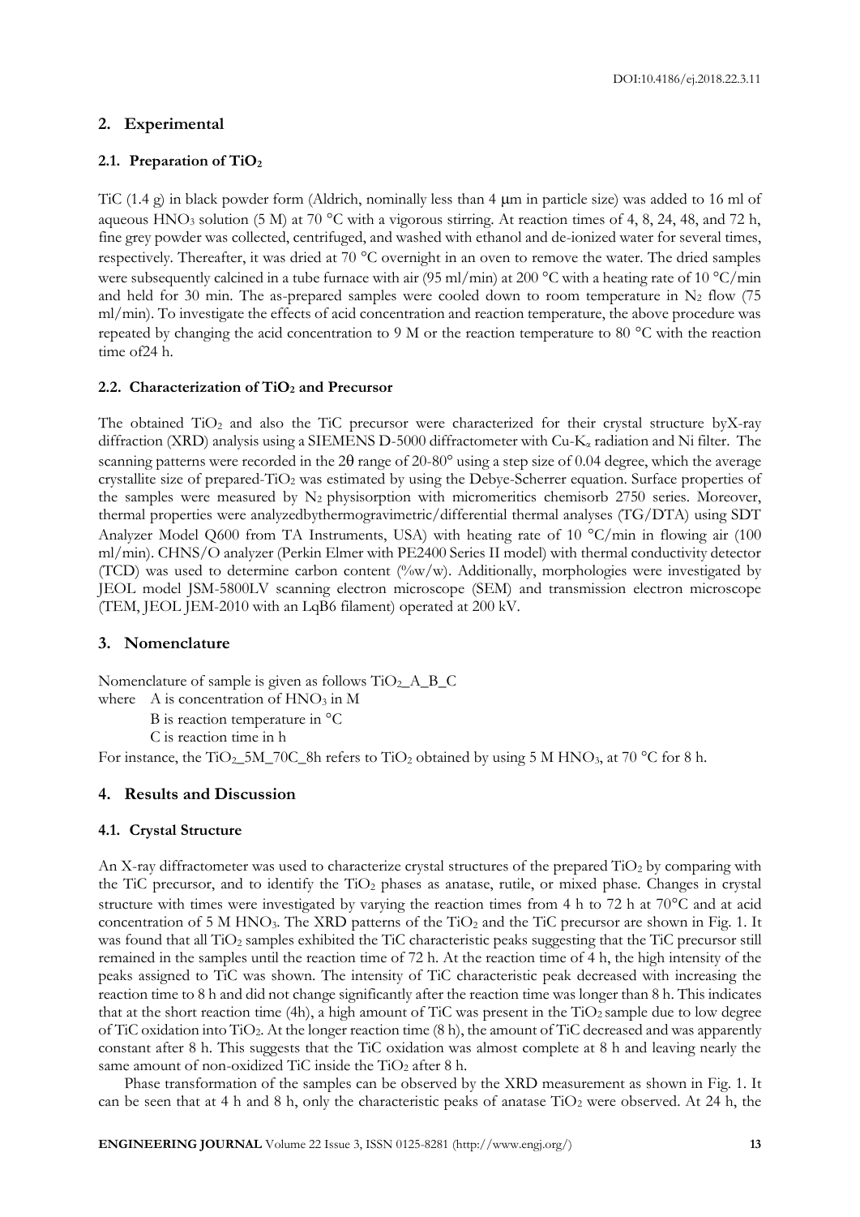## 2. Experimental

### 2.1. Preparation of $TiO_2$

TiC (1.4 g) in black powder form (Aldrich, nominally less than 4 μm in particle size) was added to 16 ml of aqueous $HNO_3$ solution (5 M) at 70 °C with a vigorous stirring. At reaction times of 4, 8, 24, 48, and 72 h, fine grey powder was collected, centrifuged, and washed with ethanol and de-ionized water for several times, respectively. Thereafter, it was dried at 70 °C overnight in an oven to remove the water. The dried samples were subsequently calcined in a tube furnace with air (95 ml/min) at 200 °C with a heating rate of 10 °C/min and held for 30 min. The as-prepared samples were cooled down to room temperature in $N_2$ flow (75 ml/min). To investigate the effects of acid concentration and reaction temperature, the above procedure was repeated by changing the acid concentration to 9 M or the reaction temperature to 80 °C with the reaction time of24 h.

### 2.2. Characterization of $TiO_2$ and Precursor

The obtained $TiO_2$ and also the TiC precursor were characterized for their crystal structure byX-ray diffraction (XRD) analysis using a SIEMENS D-5000 diffractometer with Cu-$K_\alpha$ radiation and Ni filter. The scanning patterns were recorded in the 2θ range of 20-80° using a step size of 0.04 degree, which the average crystallite size of prepared-$TiO_2$ was estimated by using the Debye-Scherrer equation. Surface properties of the samples were measured by $N_2$ physisorption with micromeritics chemisorb 2750 series. Moreover, thermal properties were analyzedbythermogravimetric/differential thermal analyses (TG/DTA) using SDT Analyzer Model Q600 from TA Instruments, USA) with heating rate of 10 °C/min in flowing air (100 ml/min). CHNS/O analyzer (Perkin Elmer with PE2400 Series II model) with thermal conductivity detector (TCD) was used to determine carbon content (%w/w). Additionally, morphologies were investigated by JEOL model JSM-5800LV scanning electron microscope (SEM) and transmission electron microscope (TEM, JEOL JEM-2010 with an LqB6 filament) operated at 200 kV.

## 3. Nomenclature

Nomenclature of sample is given as follows $TiO_2$_A_B_C

where A is concentration of $HNO_3$ in M

B is reaction temperature in °C

C is reaction time in h

For instance, the $TiO_2$_5M_70C_8h refers to $TiO_2$ obtained by using 5 M $HNO_3$, at 70 °C for 8 h.

## 4. Results and Discussion

### 4.1. Crystal Structure

An X-ray diffractometer was used to characterize crystal structures of the prepared $TiO_2$ by comparing with the TiC precursor, and to identify the $TiO_2$ phases as anatase, rutile, or mixed phase. Changes in crystal structure with times were investigated by varying the reaction times from 4 h to 72 h at 70°C and at acid concentration of 5 M $HNO_3$. The XRD patterns of the $TiO_2$ and the TiC precursor are shown in Fig. 1. It was found that all $TiO_2$ samples exhibited the TiC characteristic peaks suggesting that the TiC precursor still remained in the samples until the reaction time of 72 h. At the reaction time of 4 h, the high intensity of the peaks assigned to TiC was shown. The intensity of TiC characteristic peak decreased with increasing the reaction time to 8 h and did not change significantly after the reaction time was longer than 8 h. This indicates that at the short reaction time (4h), a high amount of TiC was present in the $TiO_2$ sample due to low degree of TiC oxidation into $TiO_2$. At the longer reaction time (8 h), the amount of TiC decreased and was apparently constant after 8 h. This suggests that the TiC oxidation was almost complete at 8 h and leaving nearly the same amount of non-oxidized TiC inside the $TiO_2$ after 8 h.

Phase transformation of the samples can be observed by the XRD measurement as shown in Fig. 1. It can be seen that at 4 h and 8 h, only the characteristic peaks of anatase $TiO_2$ were observed. At 24 h, the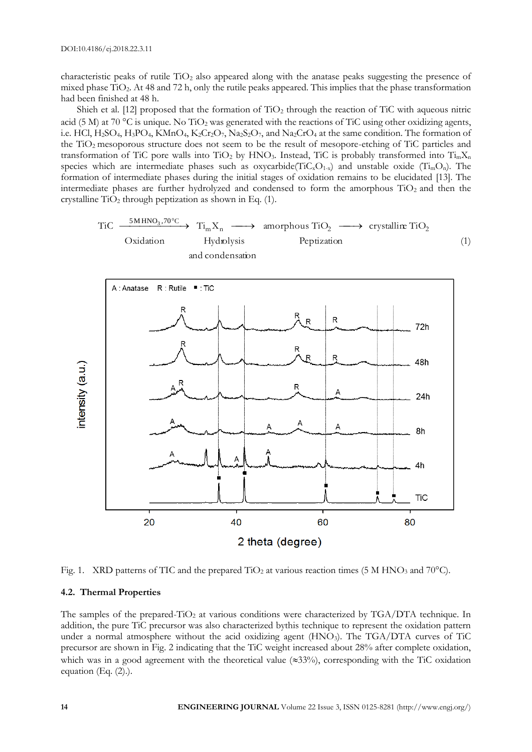characteristic peaks of rutile $TiO_2$ also appeared along with the anatase peaks suggesting the presence of mixed phase $TiO_2$. At 48 and 72 h, only the rutile peaks appeared. This implies that the phase transformation had been finished at 48 h.

Shieh et al. [12] proposed that the formation of $TiO_2$ through the reaction of TiC with aqueous nitric acid (5 M) at 70 °C is unique. No $TiO_2$ was generated with the reactions of TiC using other oxidizing agents, i.e. HCl, $H_2SO_4$, $H_3PO_4$, $KMnO_4$, $K_2Cr_2O_7$, $Na_2S_2O_7$, and $Na_2CrO_4$ at the same condition. The formation of the $TiO_2$ mesoporous structure does not seem to be the result of mesopore-etching of TiC particles and transformation of TiC pore walls into $TiO_2$ by $HNO_3$. Instead, TiC is probably transformed into $Ti_mX_n$ species which are intermediate phases such as oxycarbide($TiC_xO_{1-x}$) and unstable oxide ($Ti_mO_n$). The formation of intermediate phases during the initial stages of oxidation remains to be elucidated [13]. The intermediate phases are further hydrolyzed and condensed to form the amorphous $TiO_2$ and then the crystalline $TiO_2$ through peptization as shown in Eq. (1).

$$\text{TiC} \xrightarrow[\text{Oxidation}]{5\,\text{M}\,\text{HNO}_3,\,70\,^\circ\text{C}} \text{Ti}_m\text{X}_n \xrightarrow[\text{and condensation}]{\text{Hydrolysis}} \text{amorphous TiO}_2 \xrightarrow{\text{Peptization}} \text{crystalline TiO}_2 \quad (1)$$

Fig. 1. XRD patterns of TIC and the prepared $TiO_2$ at various reaction times (5 M $HNO_3$ and 70°C).

### 4.2. Thermal Properties

The samples of the prepared-$TiO_2$ at various conditions were characterized by TGA/DTA technique. In addition, the pure TiC precursor was also characterized bythis technique to represent the oxidation pattern under a normal atmosphere without the acid oxidizing agent ($HNO_3$). The TGA/DTA curves of TiC precursor are shown in Fig. 2 indicating that the TiC weight increased about 28% after complete oxidation, which was in a good agreement with the theoretical value (≈33%), corresponding with the TiC oxidation equation (Eq. (2).).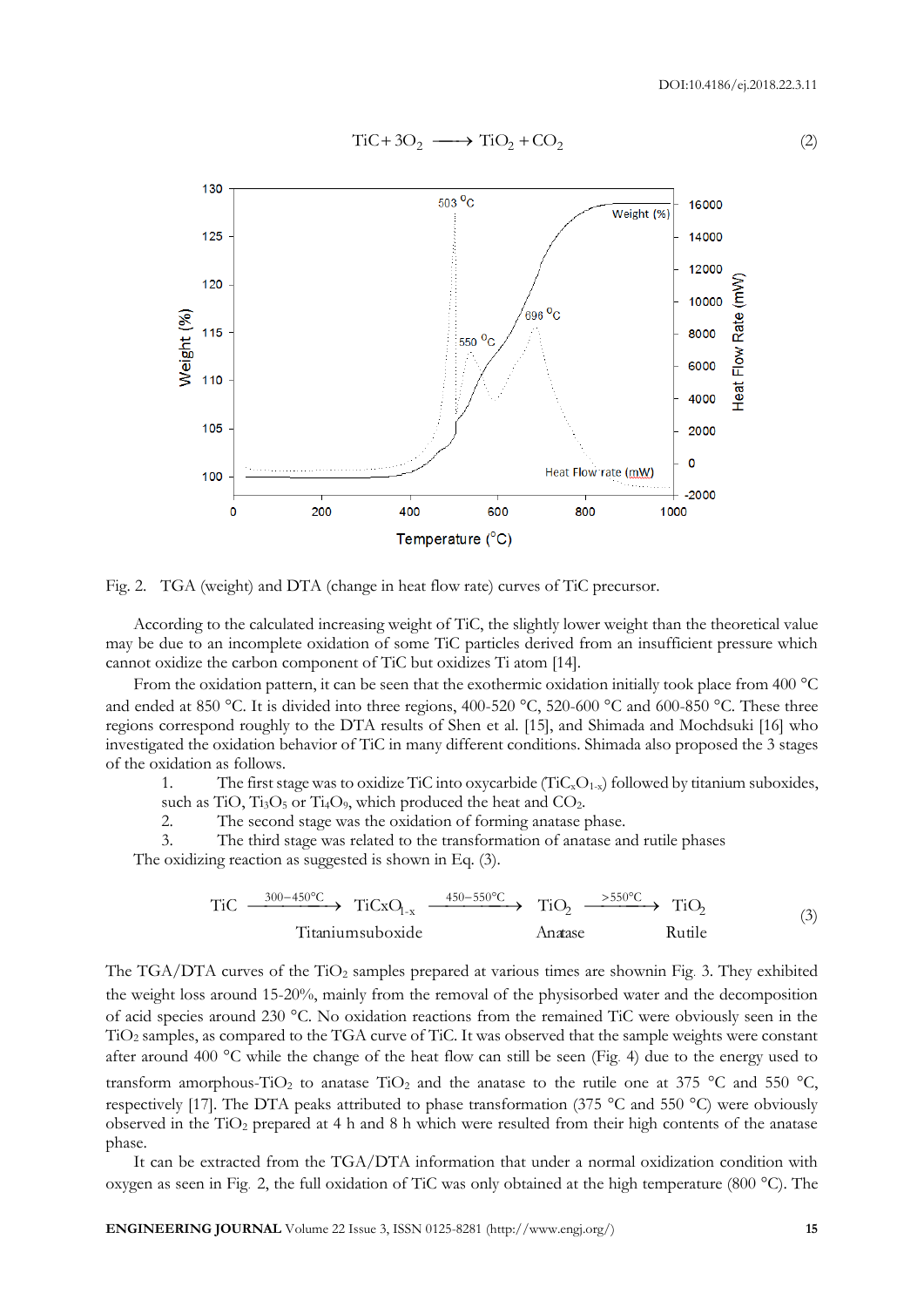$$\text{TiC} + 3\text{O}_2 \longrightarrow \text{TiO}_2 + \text{CO}_2 \tag{2}$$

Fig. 2. TGA (weight) and DTA (change in heat flow rate) curves of TiC precursor.

According to the calculated increasing weight of TiC, the slightly lower weight than the theoretical value may be due to an incomplete oxidation of some TiC particles derived from an insufficient pressure which cannot oxidize the carbon component of TiC but oxidizes Ti atom [14].

From the oxidation pattern, it can be seen that the exothermic oxidation initially took place from 400 °C and ended at 850 °C. It is divided into three regions, 400-520 °C, 520-600 °C and 600-850 °C. These three regions correspond roughly to the DTA results of Shen et al. [15], and Shimada and Mochdsuki [16] who investigated the oxidation behavior of TiC in many different conditions. Shimada also proposed the 3 stages of the oxidation as follows.

1. The first stage was to oxidize TiC into oxycarbide ($TiC_xO_{1-x}$) followed by titanium suboxides, such as TiO, $Ti_3O_5$ or $Ti_4O_9$, which produced the heat and $CO_2$.
2. The second stage was the oxidation of forming anatase phase.
3. The third stage was related to the transformation of anatase and rutile phases

The oxidizing reaction as suggested is shown in Eq. (3).

$$\underset{\phantom{Titaniumsuboxide}}{\text{TiC}} \xrightarrow{300-450^{\circ}\text{C}} \underset{\text{Titaniumsuboxide}}{\text{TiCxO}_{1-x}} \xrightarrow{450-550^{\circ}\text{C}} \underset{\text{Anatase}}{\text{TiO}_2} \xrightarrow{>550^{\circ}\text{C}} \underset{\text{Rutile}}{\text{TiO}_2} \tag{3}$$

The TGA/DTA curves of the $TiO_2$ samples prepared at various times are shownin Fig. 3. They exhibited the weight loss around 15-20%, mainly from the removal of the physisorbed water and the decomposition of acid species around 230 °C. No oxidation reactions from the remained TiC were obviously seen in the $TiO_2$ samples, as compared to the TGA curve of TiC. It was observed that the sample weights were constant after around 400 °C while the change of the heat flow can still be seen (Fig. 4) due to the energy used to transform amorphous-$TiO_2$ to anatase $TiO_2$ and the anatase to the rutile one at 375 °C and 550 °C, respectively [17]. The DTA peaks attributed to phase transformation (375 °C and 550 °C) were obviously observed in the $TiO_2$ prepared at 4 h and 8 h which were resulted from their high contents of the anatase phase.

It can be extracted from the TGA/DTA information that under a normal oxidization condition with oxygen as seen in Fig. 2, the full oxidation of TiC was only obtained at the high temperature (800 °C). The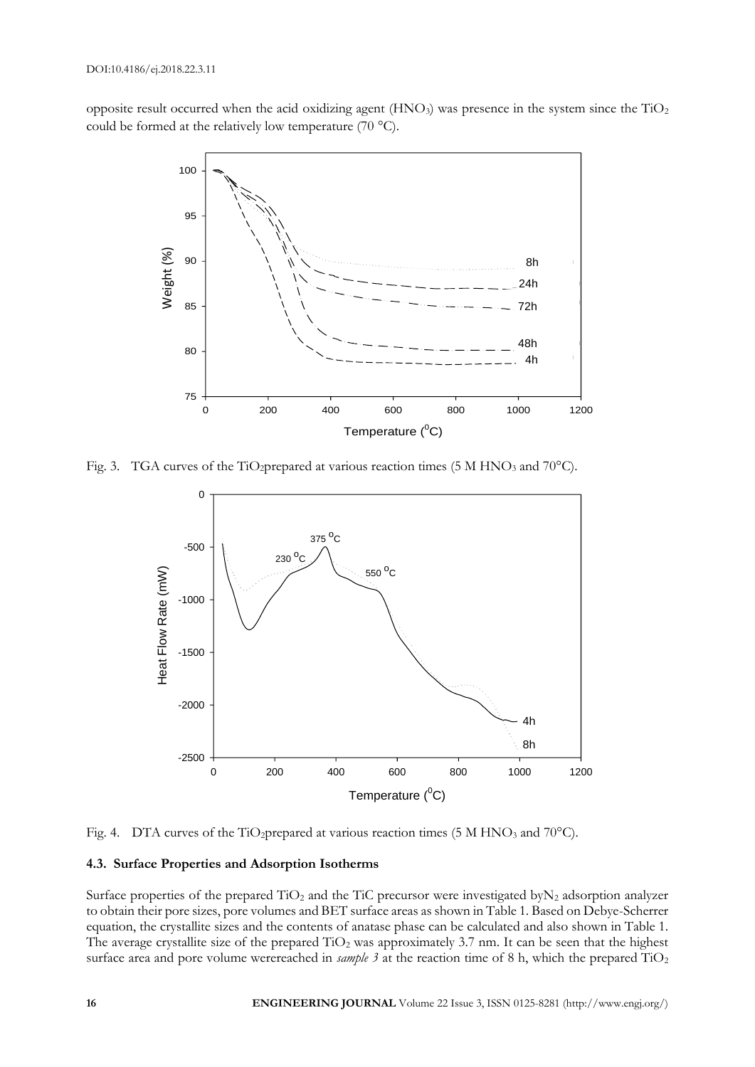opposite result occurred when the acid oxidizing agent ($HNO_3$) was presence in the system since the $TiO_2$ could be formed at the relatively low temperature (70 °C).

Fig. 3. TGA curves of the $TiO_2$prepared at various reaction times (5 M $HNO_3$ and 70°C).

Fig. 4. DTA curves of the $TiO_2$prepared at various reaction times (5 M $HNO_3$ and 70°C).

### 4.3. Surface Properties and Adsorption Isotherms

Surface properties of the prepared $TiO_2$ and the TiC precursor were investigated by$N_2$ adsorption analyzer to obtain their pore sizes, pore volumes and BET surface areas as shown in Table 1. Based on Debye-Scherrer equation, the crystallite sizes and the contents of anatase phase can be calculated and also shown in Table 1. The average crystallite size of the prepared $TiO_2$ was approximately 3.7 nm. It can be seen that the highest surface area and pore volume werereached in *sample 3* at the reaction time of 8 h, which the prepared $TiO_2$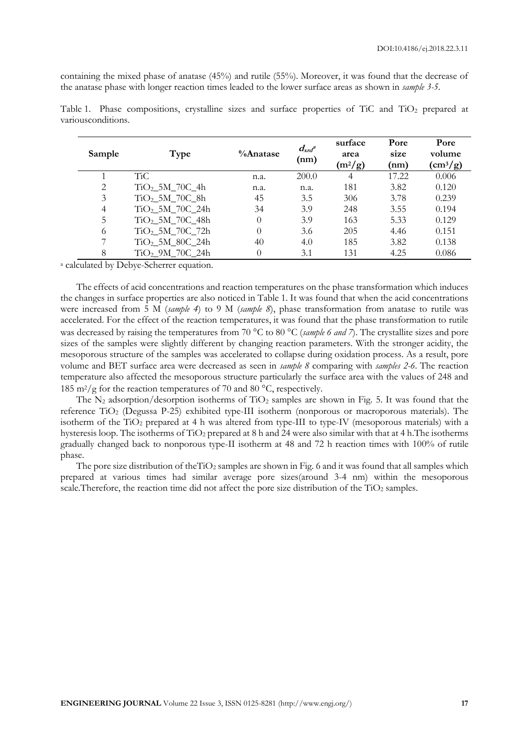containing the mixed phase of anatase (45%) and rutile (55%). Moreover, it was found that the decrease of the anatase phase with longer reaction times leaded to the lower surface areas as shown in *sample 3-5*.

Table 1. Phase compositions, crystalline sizes and surface properties of TiC and $TiO_2$ prepared at variousconditions.

| Sample | Type | %Anatase | $d_{xrd}$[a] (nm) | surface area ($m^2/g$) | Pore size (nm) | Pore volume ($cm^3/g$) |
|---|---|---|---|---|---|---|
| 1 | TiC | n.a. | 200.0 | 4 | 17.22 | 0.006 |
| 2 | $TiO_2$_5M_70C_4h | n.a. | n.a. | 181 | 3.82 | 0.120 |
| 3 | $TiO_2$_5M_70C_8h | 45 | 3.5 | 306 | 3.78 | 0.239 |
| 4 | $TiO_2$_5M_70C_24h | 34 | 3.9 | 248 | 3.55 | 0.194 |
| 5 | $TiO_2$_5M_70C_48h | 0 | 3.9 | 163 | 5.33 | 0.129 |
| 6 | $TiO_2$_5M_70C_72h | 0 | 3.6 | 205 | 4.46 | 0.151 |
| 7 | $TiO_2$_5M_80C_24h | 40 | 4.0 | 185 | 3.82 | 0.138 |
| 8 | $TiO_2$_9M_70C_24h | 0 | 3.1 | 131 | 4.25 | 0.086 |

[a] calculated by Debye-Scherrer equation.

The effects of acid concentrations and reaction temperatures on the phase transformation which induces the changes in surface properties are also noticed in Table 1. It was found that when the acid concentrations were increased from 5 M (*sample 4*) to 9 M (*sample 8*), phase transformation from anatase to rutile was accelerated. For the effect of the reaction temperatures, it was found that the phase transformation to rutile was decreased by raising the temperatures from 70 °C to 80 °C (*sample 6 and 7*). The crystallite sizes and pore sizes of the samples were slightly different by changing reaction parameters. With the stronger acidity, the mesoporous structure of the samples was accelerated to collapse during oxidation process. As a result, pore volume and BET surface area were decreased as seen in *sample 8* comparing with *samples 2-6*. The reaction temperature also affected the mesoporous structure particularly the surface area with the values of 248 and 185 $m^2/g$ for the reaction temperatures of 70 and 80 °C, respectively.

The $N_2$ adsorption/desorption isotherms of $TiO_2$ samples are shown in Fig. 5. It was found that the reference $TiO_2$ (Degussa P-25) exhibited type-III isotherm (nonporous or macroporous materials). The isotherm of the $TiO_2$ prepared at 4 h was altered from type-III to type-IV (mesoporous materials) with a hysteresis loop. The isotherms of $TiO_2$ prepared at 8 h and 24 were also similar with that at 4 h.The isotherms gradually changed back to nonporous type-II isotherm at 48 and 72 h reaction times with 100% of rutile phase.

The pore size distribution of the$TiO_2$ samples are shown in Fig. 6 and it was found that all samples which prepared at various times had similar average pore sizes(around 3-4 nm) within the mesoporous scale.Therefore, the reaction time did not affect the pore size distribution of the $TiO_2$ samples.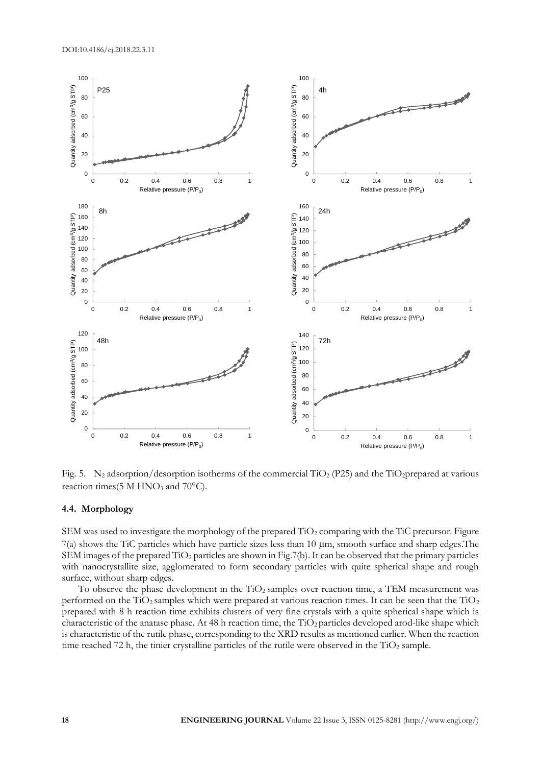Fig. 5. $N_2$ adsorption/desorption isotherms of the commercial $TiO_2$ (P25) and the $TiO_2$prepared at various reaction times(5 M $HNO_3$ and 70°C).

### 4.4. Morphology

SEM was used to investigate the morphology of the prepared $TiO_2$ comparing with the TiC precursor. Figure 7(a) shows the TiC particles which have particle sizes less than 10 μm, smooth surface and sharp edges.The SEM images of the prepared $TiO_2$ particles are shown in Fig.7(b). It can be observed that the primary particles with nanocrystallite size, agglomerated to form secondary particles with quite spherical shape and rough surface, without sharp edges.

To observe the phase development in the $TiO_2$ samples over reaction time, a TEM measurement was performed on the $TiO_2$ samples which were prepared at various reaction times. It can be seen that the $TiO_2$ prepared with 8 h reaction time exhibits clusters of very fine crystals with a quite spherical shape which is characteristic of the anatase phase. At 48 h reaction time, the $TiO_2$ particles developed arod-like shape which is characteristic of the rutile phase, corresponding to the XRD results as mentioned earlier. When the reaction time reached 72 h, the tinier crystalline particles of the rutile were observed in the $TiO_2$ sample.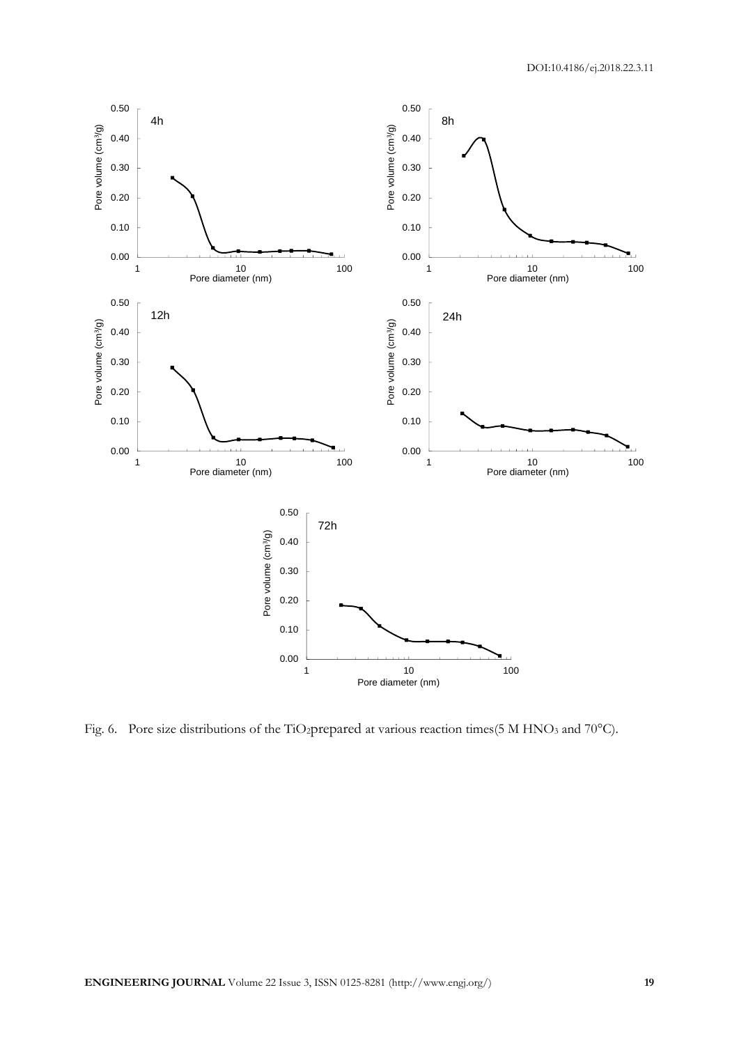Fig. 6. Pore size distributions of the $TiO_2$prepared at various reaction times(5 M $HNO_3$ and 70°C).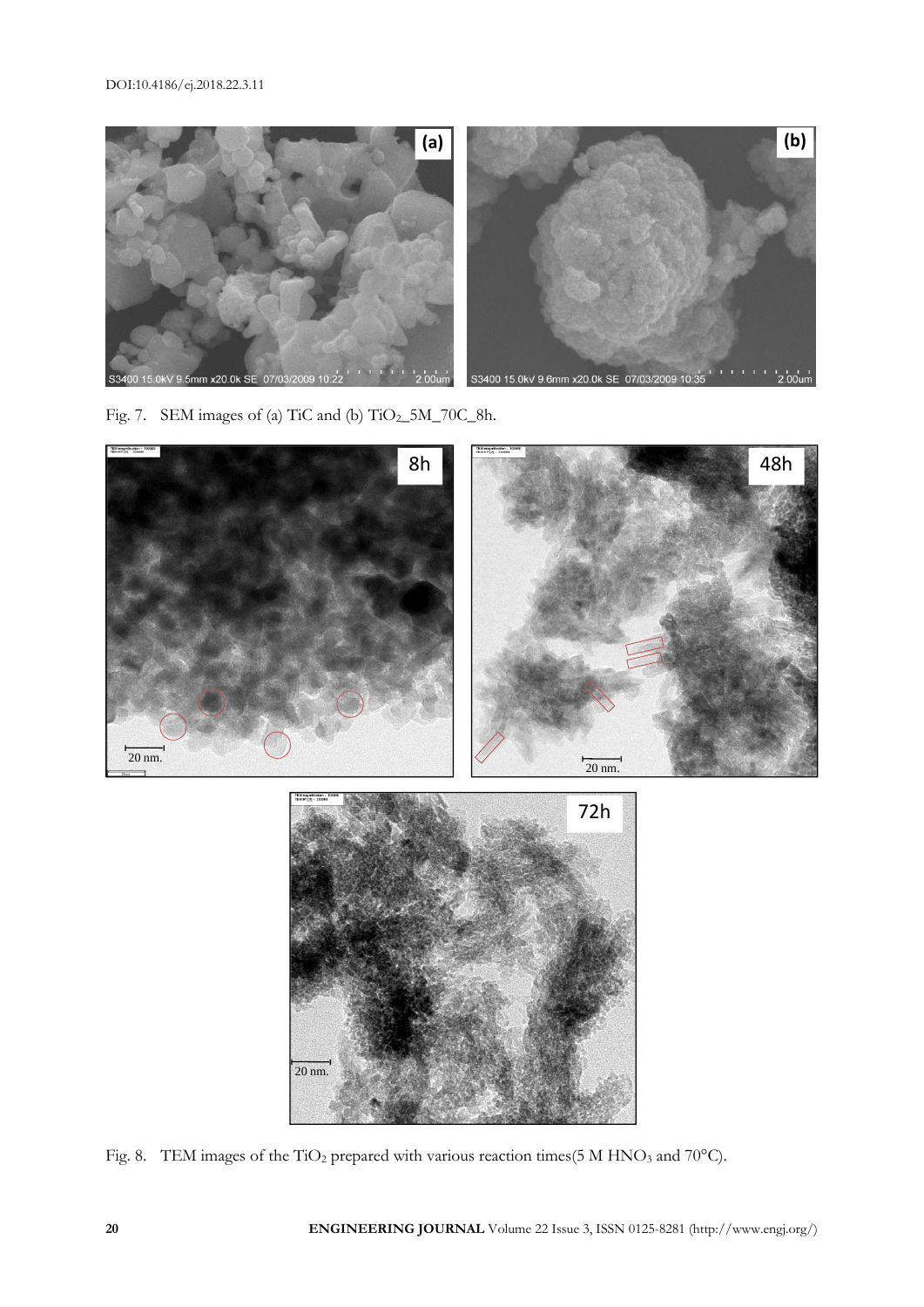Fig. 7. SEM images of (a) TiC and (b) $TiO_2$_5M_70C_8h.

Fig. 8. TEM images of the $TiO_2$ prepared with various reaction times(5 M $HNO_3$ and 70°C).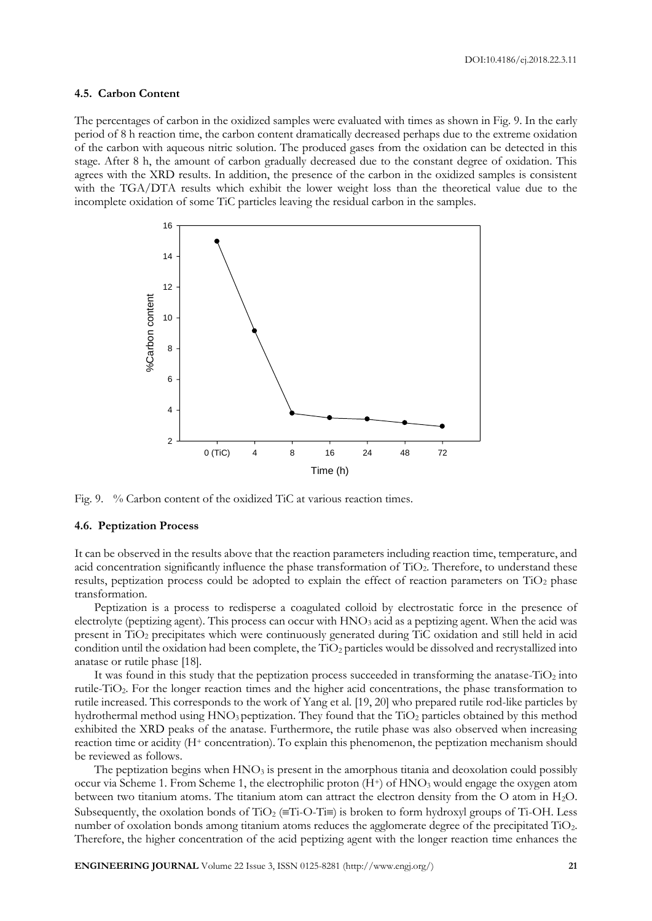### 4.5. Carbon Content

The percentages of carbon in the oxidized samples were evaluated with times as shown in Fig. 9. In the early period of 8 h reaction time, the carbon content dramatically decreased perhaps due to the extreme oxidation of the carbon with aqueous nitric solution. The produced gases from the oxidation can be detected in this stage. After 8 h, the amount of carbon gradually decreased due to the constant degree of oxidation. This agrees with the XRD results. In addition, the presence of the carbon in the oxidized samples is consistent with the TGA/DTA results which exhibit the lower weight loss than the theoretical value due to the incomplete oxidation of some TiC particles leaving the residual carbon in the samples.

Fig. 9. % Carbon content of the oxidized TiC at various reaction times.

### 4.6. Peptization Process

It can be observed in the results above that the reaction parameters including reaction time, temperature, and acid concentration significantly influence the phase transformation of $TiO_2$. Therefore, to understand these results, peptization process could be adopted to explain the effect of reaction parameters on $TiO_2$ phase transformation.

Peptization is a process to redisperse a coagulated colloid by electrostatic force in the presence of electrolyte (peptizing agent). This process can occur with $HNO_3$ acid as a peptizing agent. When the acid was present in $TiO_2$ precipitates which were continuously generated during TiC oxidation and still held in acid condition until the oxidation had been complete, the $TiO_2$ particles would be dissolved and recrystallized into anatase or rutile phase [18].

It was found in this study that the peptization process succeeded in transforming the anatase-$TiO_2$ into rutile-$TiO_2$. For the longer reaction times and the higher acid concentrations, the phase transformation to rutile increased. This corresponds to the work of Yang et al. [19, 20] who prepared rutile rod-like particles by hydrothermal method using $HNO_3$ peptization. They found that the $TiO_2$ particles obtained by this method exhibited the XRD peaks of the anatase. Furthermore, the rutile phase was also observed when increasing reaction time or acidity ($H^+$ concentration). To explain this phenomenon, the peptization mechanism should be reviewed as follows.

The peptization begins when $HNO_3$ is present in the amorphous titania and deoxolation could possibly occur via Scheme 1. From Scheme 1, the electrophilic proton ($H^+$) of $HNO_3$ would engage the oxygen atom between two titanium atoms. The titanium atom can attract the electron density from the O atom in $H_2O$. Subsequently, the oxolation bonds of $TiO_2$ (≡Ti-O-Ti≡) is broken to form hydroxyl groups of Ti-OH. Less number of oxolation bonds among titanium atoms reduces the agglomerate degree of the precipitated $TiO_2$. Therefore, the higher concentration of the acid peptizing agent with the longer reaction time enhances the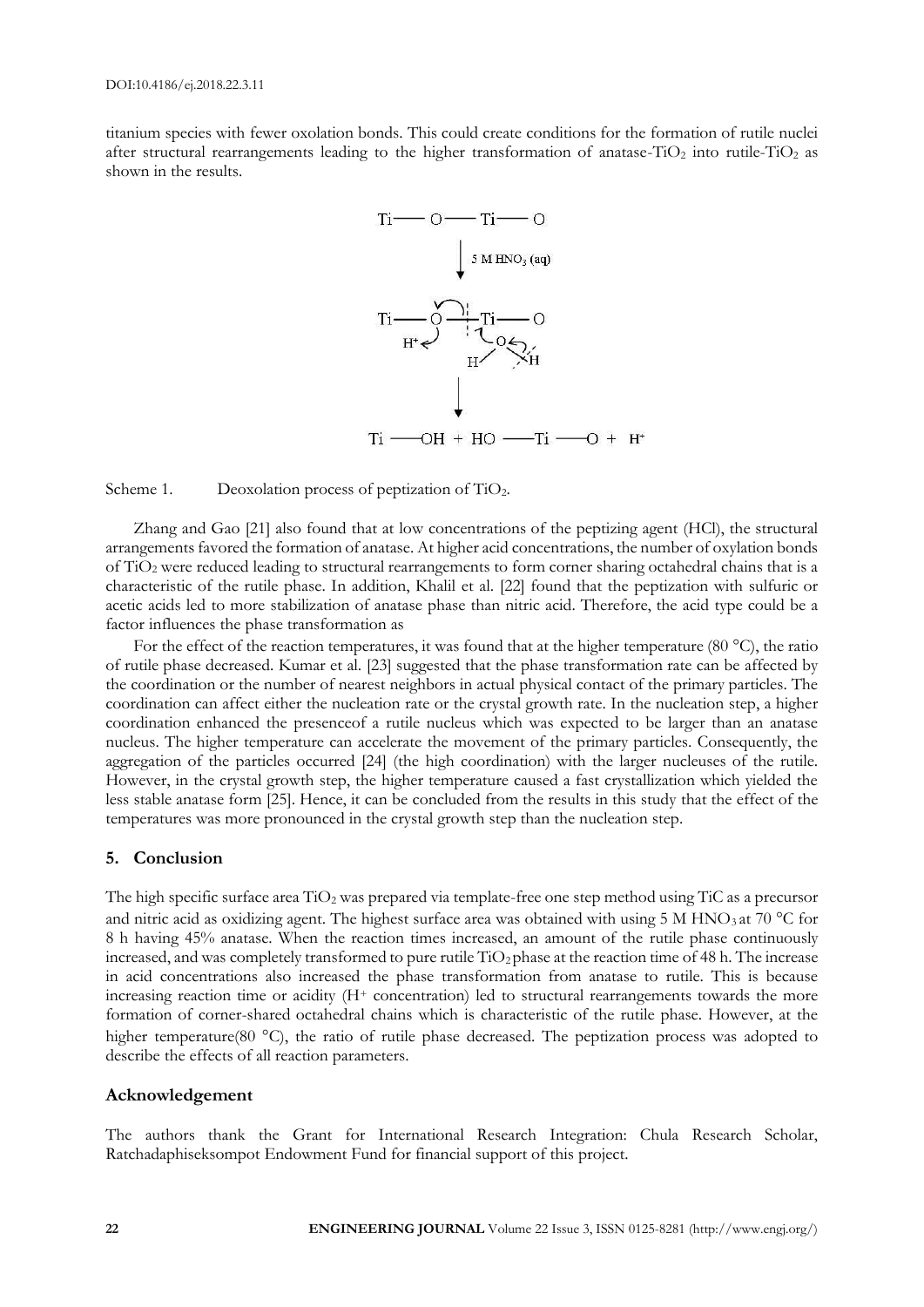titanium species with fewer oxolation bonds. This could create conditions for the formation of rutile nuclei after structural rearrangements leading to the higher transformation of anatase-$TiO_2$ into rutile-$TiO_2$ as shown in the results.

$$\text{Ti—O—Ti—O} \xrightarrow{5\text{ M HNO}_3\text{ (aq)}} \text{Ti—OH} + \text{HO—Ti—O} + \text{H}^+$$

Scheme 1. Deoxolation process of peptization of $TiO_2$.

Zhang and Gao [21] also found that at low concentrations of the peptizing agent (HCl), the structural arrangements favored the formation of anatase. At higher acid concentrations, the number of oxylation bonds of $TiO_2$ were reduced leading to structural rearrangements to form corner sharing octahedral chains that is a characteristic of the rutile phase. In addition, Khalil et al. [22] found that the peptization with sulfuric or acetic acids led to more stabilization of anatase phase than nitric acid. Therefore, the acid type could be a factor influences the phase transformation as

For the effect of the reaction temperatures, it was found that at the higher temperature (80 °C), the ratio of rutile phase decreased. Kumar et al. [23] suggested that the phase transformation rate can be affected by the coordination or the number of nearest neighbors in actual physical contact of the primary particles. The coordination can affect either the nucleation rate or the crystal growth rate. In the nucleation step, a higher coordination enhanced the presenceof a rutile nucleus which was expected to be larger than an anatase nucleus. The higher temperature can accelerate the movement of the primary particles. Consequently, the aggregation of the particles occurred [24] (the high coordination) with the larger nucleuses of the rutile. However, in the crystal growth step, the higher temperature caused a fast crystallization which yielded the less stable anatase form [25]. Hence, it can be concluded from the results in this study that the effect of the temperatures was more pronounced in the crystal growth step than the nucleation step.

## 5. Conclusion

The high specific surface area $TiO_2$ was prepared via template-free one step method using TiC as a precursor and nitric acid as oxidizing agent. The highest surface area was obtained with using 5 M $HNO_3$ at 70 °C for 8 h having 45% anatase. When the reaction times increased, an amount of the rutile phase continuously increased, and was completely transformed to pure rutile $TiO_2$ phase at the reaction time of 48 h. The increase in acid concentrations also increased the phase transformation from anatase to rutile. This is because increasing reaction time or acidity ($H^+$ concentration) led to structural rearrangements towards the more formation of corner-shared octahedral chains which is characteristic of the rutile phase. However, at the higher temperature(80 °C), the ratio of rutile phase decreased. The peptization process was adopted to describe the effects of all reaction parameters.

## Acknowledgement

The authors thank the Grant for International Research Integration: Chula Research Scholar, Ratchadaphiseksompot Endowment Fund for financial support of this project.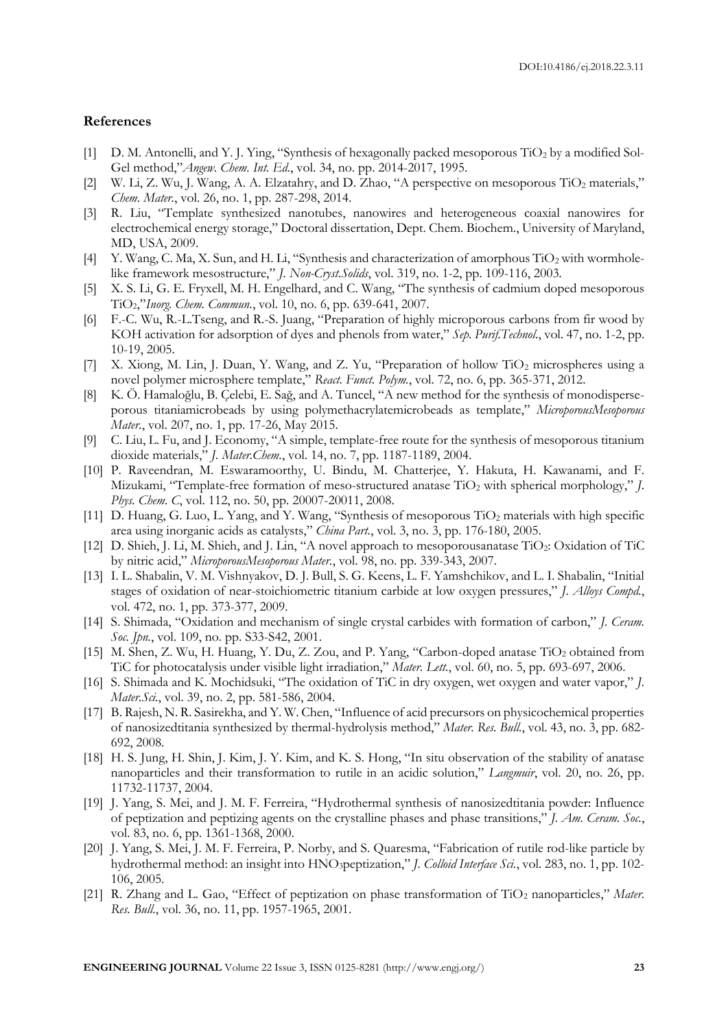### References

[1] D. M. Antonelli, and Y. J. Ying, "Synthesis of hexagonally packed mesoporous $TiO_2$ by a modified Sol-Gel method,"*Angew. Chem. Int. Ed.*, vol. 34, no. pp. 2014-2017, 1995.

[2] W. Li, Z. Wu, J. Wang, A. A. Elzatahry, and D. Zhao, "A perspective on mesoporous $TiO_2$ materials," *Chem. Mater.*, vol. 26, no. 1, pp. 287-298, 2014.

[3] R. Liu, "Template synthesized nanotubes, nanowires and heterogeneous coaxial nanowires for electrochemical energy storage," Doctoral dissertation, Dept. Chem. Biochem., University of Maryland, MD, USA, 2009.

[4] Y. Wang, C. Ma, X. Sun, and H. Li, "Synthesis and characterization of amorphous $TiO_2$ with wormhole-like framework mesostructure," *J. Non-Cryst.Solids*, vol. 319, no. 1-2, pp. 109-116, 2003.

[5] X. S. Li, G. E. Fryxell, M. H. Engelhard, and C. Wang, "The synthesis of cadmium doped mesoporous $TiO_2$,"*Inorg. Chem. Commun.*, vol. 10, no. 6, pp. 639-641, 2007.

[6] F.-C. Wu, R.-L.Tseng, and R.-S. Juang, "Preparation of highly microporous carbons from fir wood by KOH activation for adsorption of dyes and phenols from water," *Sep. Purif.Technol.*, vol. 47, no. 1-2, pp. 10-19, 2005.

[7] X. Xiong, M. Lin, J. Duan, Y. Wang, and Z. Yu, "Preparation of hollow $TiO_2$ microspheres using a novel polymer microsphere template," *React. Funct. Polym.*, vol. 72, no. 6, pp. 365-371, 2012.

[8] K. Ö. Hamaloğlu, B. Çelebi, E. Sağ, and A. Tuncel, "A new method for the synthesis of monodisperse-porous titaniamicrobeads by using polymethacrylatemicrobeads as template," *MicroporousMesoporous Mater.*, vol. 207, no. 1, pp. 17-26, May 2015.

[9] C. Liu, L. Fu, and J. Economy, "A simple, template-free route for the synthesis of mesoporous titanium dioxide materials," *J. Mater.Chem.*, vol. 14, no. 7, pp. 1187-1189, 2004.

[10] P. Raveendran, M. Eswaramoorthy, U. Bindu, M. Chatterjee, Y. Hakuta, H. Kawanami, and F. Mizukami, "Template-free formation of meso-structured anatase $TiO_2$ with spherical morphology," *J. Phys. Chem. C*, vol. 112, no. 50, pp. 20007-20011, 2008.

[11] D. Huang, G. Luo, L. Yang, and Y. Wang, "Synthesis of mesoporous $TiO_2$ materials with high specific area using inorganic acids as catalysts," *China Part.*, vol. 3, no. 3, pp. 176-180, 2005.

[12] D. Shieh, J. Li, M. Shieh, and J. Lin, "A novel approach to mesoporousanatase $TiO_2$: Oxidation of TiC by nitric acid," *MicroporousMesoporous Mater.*, vol. 98, no. pp. 339-343, 2007.

[13] I. L. Shabalin, V. M. Vishnyakov, D. J. Bull, S. G. Keens, L. F. Yamshchikov, and L. I. Shabalin, "Initial stages of oxidation of near-stoichiometric titanium carbide at low oxygen pressures," *J. Alloys Compd.*, vol. 472, no. 1, pp. 373-377, 2009.

[14] S. Shimada, "Oxidation and mechanism of single crystal carbides with formation of carbon," *J. Ceram. Soc. Jpn.*, vol. 109, no. pp. S33-S42, 2001.

[15] M. Shen, Z. Wu, H. Huang, Y. Du, Z. Zou, and P. Yang, "Carbon-doped anatase $TiO_2$ obtained from TiC for photocatalysis under visible light irradiation," *Mater. Lett.*, vol. 60, no. 5, pp. 693-697, 2006.

[16] S. Shimada and K. Mochidsuki, "The oxidation of TiC in dry oxygen, wet oxygen and water vapor," *J. Mater.Sci.*, vol. 39, no. 2, pp. 581-586, 2004.

[17] B. Rajesh, N. R. Sasirekha, and Y. W. Chen, "Influence of acid precursors on physicochemical properties of nanosizedtitania synthesized by thermal-hydrolysis method," *Mater. Res. Bull.*, vol. 43, no. 3, pp. 682-692, 2008.

[18] H. S. Jung, H. Shin, J. Kim, J. Y. Kim, and K. S. Hong, "In situ observation of the stability of anatase nanoparticles and their transformation to rutile in an acidic solution," *Langmuir*, vol. 20, no. 26, pp. 11732-11737, 2004.

[19] J. Yang, S. Mei, and J. M. F. Ferreira, "Hydrothermal synthesis of nanosizedtitania powder: Influence of peptization and peptizing agents on the crystalline phases and phase transitions," *J. Am. Ceram. Soc.*, vol. 83, no. 6, pp. 1361-1368, 2000.

[20] J. Yang, S. Mei, J. M. F. Ferreira, P. Norby, and S. Quaresma, "Fabrication of rutile rod-like particle by hydrothermal method: an insight into $HNO_3$peptization," *J. Colloid Interface Sci.*, vol. 283, no. 1, pp. 102-106, 2005.

[21] R. Zhang and L. Gao, "Effect of peptization on phase transformation of $TiO_2$ nanoparticles," *Mater. Res. Bull.*, vol. 36, no. 11, pp. 1957-1965, 2001.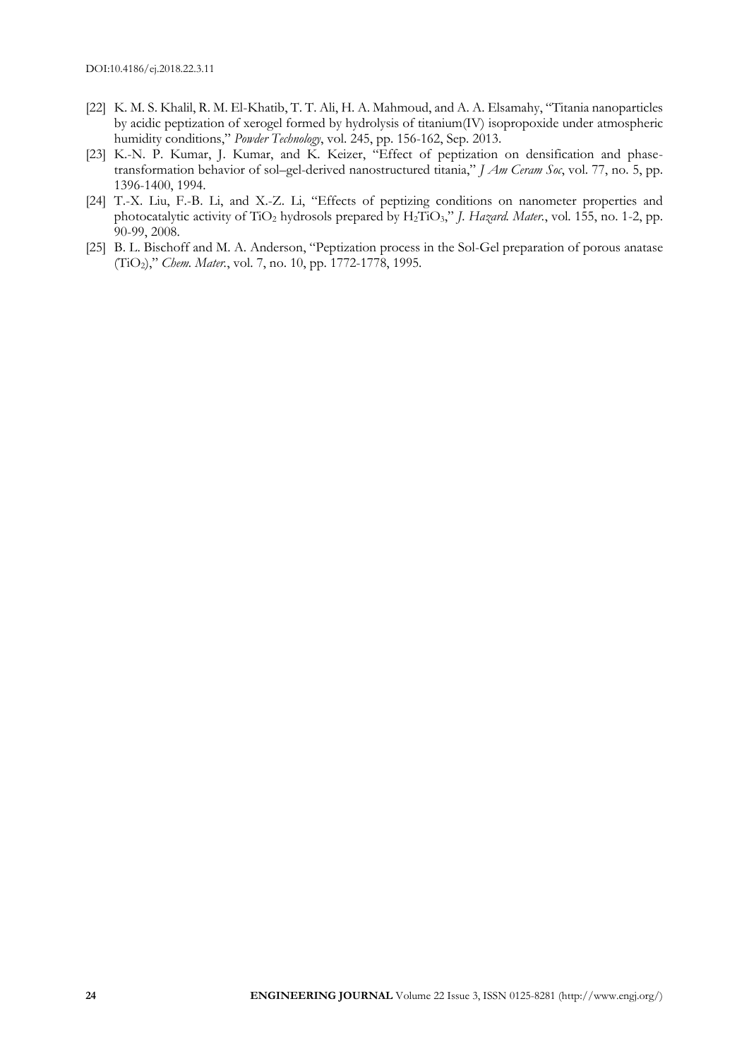[22] K. M. S. Khalil, R. M. El-Khatib, T. T. Ali, H. A. Mahmoud, and A. A. Elsamahy, "Titania nanoparticles by acidic peptization of xerogel formed by hydrolysis of titanium(IV) isopropoxide under atmospheric humidity conditions," *Powder Technology*, vol. 245, pp. 156-162, Sep. 2013.

[23] K.-N. P. Kumar, J. Kumar, and K. Keizer, "Effect of peptization on densification and phase-transformation behavior of sol–gel-derived nanostructured titania," *J Am Ceram Soc*, vol. 77, no. 5, pp. 1396-1400, 1994.

[24] T.-X. Liu, F.-B. Li, and X.-Z. Li, "Effects of peptizing conditions on nanometer properties and photocatalytic activity of $TiO_2$ hydrosols prepared by $H_2TiO_3$," *J. Hazard. Mater.*, vol. 155, no. 1-2, pp. 90-99, 2008.

[25] B. L. Bischoff and M. A. Anderson, "Peptization process in the Sol-Gel preparation of porous anatase ($TiO_2$)," *Chem. Mater.*, vol. 7, no. 10, pp. 1772-1778, 1995.